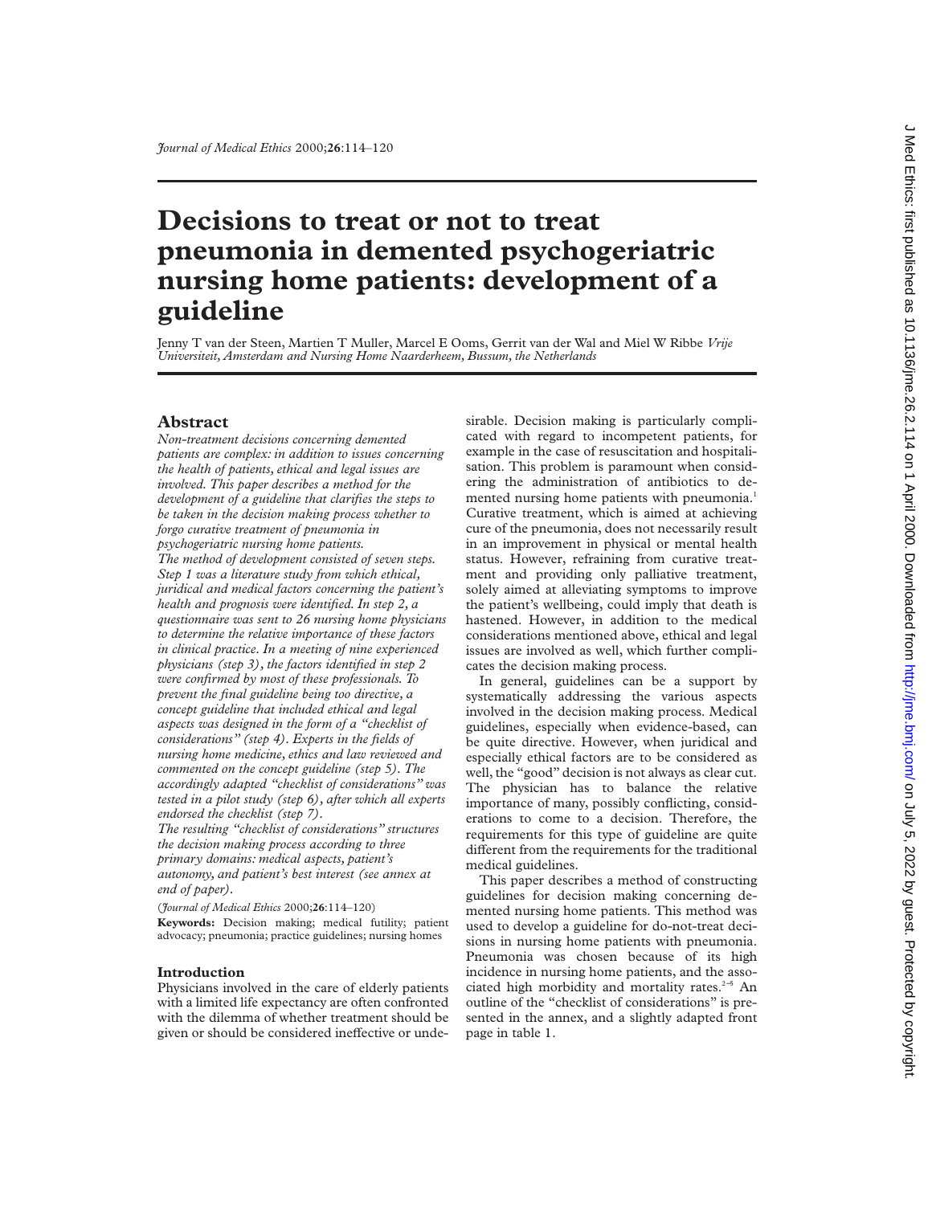# Decisions to treat or not to treat pneumonia in demented psychogeriatric nursing home patients: development of a guideline

Jenny T van der Steen, Martien T Muller, Marcel E Ooms, Gerrit van der Wal and Miel W Ribbe *Vrije Universiteit, Amsterdam and Nursing Home Naarderheem, Bussum, the Netherlands*

## Abstract

*Non-treatment decisions concerning demented patients are complex: in addition to issues concerning the health of patients, ethical and legal issues are involved. This paper describes a method for the development of a guideline that clarifies the steps to be taken in the decision making process whether to forgo curative treatment of pneumonia in psychogeriatric nursing home patients.*

*The method of development consisted of seven steps. Step 1 was a literature study from which ethical, juridical and medical factors concerning the patient's health and prognosis were identified. In step 2, a questionnaire was sent to 26 nursing home physicians to determine the relative importance of these factors in clinical practice. In a meeting of nine experienced physicians (step 3), the factors identified in step 2 were confirmed by most of these professionals. To prevent the final guideline being too directive, a concept guideline that included ethical and legal aspects was designed in the form of a "checklist of considerations" (step 4). Experts in the fields of nursing home medicine, ethics and law reviewed and commented on the concept guideline (step 5). The accordingly adapted "checklist of considerations" was tested in a pilot study (step 6), after which all experts endorsed the checklist (step 7).*

*The resulting "checklist of considerations" structures the decision making process according to three primary domains: medical aspects, patient's autonomy, and patient's best interest (see annex at end of paper).*

(*Journal of Medical Ethics* 2000;**26**:114–120)

**Keywords:** Decision making; medical futility; patient advocacy; pneumonia; practice guidelines; nursing homes

## Introduction

Physicians involved in the care of elderly patients with a limited life expectancy are often confronted with the dilemma of whether treatment should be given or should be considered ineffective or undesirable. Decision making is particularly complicated with regard to incompetent patients, for example in the case of resuscitation and hospitalisation. This problem is paramount when considering the administration of antibiotics to demented nursing home patients with pneumonia.[1] Curative treatment, which is aimed at achieving cure of the pneumonia, does not necessarily result in an improvement in physical or mental health status. However, refraining from curative treatment and providing only palliative treatment, solely aimed at alleviating symptoms to improve the patient's wellbeing, could imply that death is hastened. However, in addition to the medical considerations mentioned above, ethical and legal issues are involved as well, which further complicates the decision making process.

In general, guidelines can be a support by systematically addressing the various aspects involved in the decision making process. Medical guidelines, especially when evidence-based, can be quite directive. However, when juridical and especially ethical factors are to be considered as well, the "good" decision is not always as clear cut. The physician has to balance the relative importance of many, possibly conflicting, considerations to come to a decision. Therefore, the requirements for this type of guideline are quite different from the requirements for the traditional medical guidelines.

This paper describes a method of constructing guidelines for decision making concerning demented nursing home patients. This method was used to develop a guideline for do-not-treat decisions in nursing home patients with pneumonia. Pneumonia was chosen because of its high incidence in nursing home patients, and the associated high morbidity and mortality rates.[2–5] An outline of the "checklist of considerations" is presented in the annex, and a slightly adapted front page in table 1.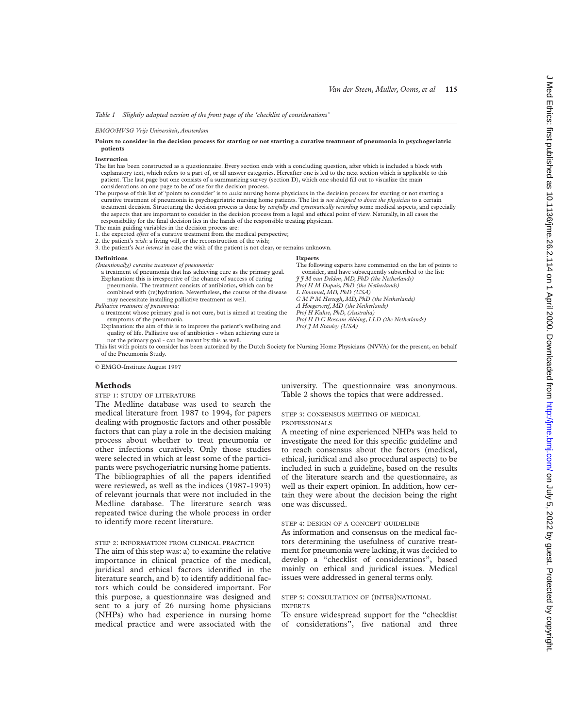*Table 1 Slightly adapted version of the front page of the 'checklist of considerations'*

*EMGO/HVSG Vrije Universiteit, Amsterdam*

**Points to consider in the decision process for starting or not starting a curative treatment of pneumonia in psychogeriatric patients**

**Instruction**

The list has been constructed as a questionnaire. Every section ends with a concluding question, after which is included a block with explanatory text, which refers to a part of, or all answer categories. Hereafter one is led to the next section which is applicable to this patient. The last page but one consists of a summarizing survey (section D), which one should fill out to visualize the main considerations on one page to be of use for the decision process.

The purpose of this list of 'points to consider' is to *assist* nursing home physicians in the decision process for starting or not starting a curative treatment of pneumonia in psychogeriatric nursing home patients. The list is *not designed to direct the physician* to a certain treatment decision. Structuring the decision process is done by *carefully and systematically recording* some medical aspects, and especially the aspects that are important to consider in the decision process from a legal and ethical point of view. Naturally, in all cases the responsibility for the final decision lies in the hands of the responsible treating physician.

The main guiding variables in the decision process are:

1. the expected *effect* of a curative treatment from the medical perspective;
2. the patient's *wish*: a living will, or the reconstruction of the wish;
3. the patient's *best interest* in case the wish of the patient is not clear, or remains unknown.

**Definitions**

*(Intentionally) curative treatment of pneumonia:*
a treatment of pneumonia that has achieving cure as the primary goal.
Explanation: this is irrespective of the chance of success of curing pneumonia. The treatment consists of antibiotics, which can be combined with (re)hydration. Nevertheless, the course of the disease may necessitate installing palliative treatment as well.

*Palliative treatment of pneumonia:*
a treatment whose primary goal is not cure, but is aimed at treating the symptoms of the pneumonia.
Explanation: the aim of this is to improve the patient's wellbeing and quality of life. Palliative use of antibiotics - when achieving cure is not the primary goal - can be meant by this as well.

**Experts**

The following experts have commented on the list of points to consider, and have subsequently subscribed to the list:
*J J M van Delden, MD, PhD (the Netherlands)*
*Prof H M Dupuis, PhD (the Netherlands)*
*L Emanuel, MD, PhD (USA)*
*C M P M Hertogh, MD, PhD (the Netherlands)*
*A Hoogerwerf, MD (the Netherlands)*
*Prof H Kuhse, PhD, (Australia)*
*Prof H D C Roscam Abbing, LLD (the Netherlands)*
*Prof J M Stanley (USA)*

This list with points to consider has been autorized by the Dutch Society for Nursing Home Physicians (NVVA) for the present, on behalf of the Pneumonia Study.

© EMGO-Institute August 1997

## Methods

### STEP 1: STUDY OF LITERATURE

The Medline database was used to search the medical literature from 1987 to 1994, for papers dealing with prognostic factors and other possible factors that can play a role in the decision making process about whether to treat pneumonia or other infections curatively. Only those studies were selected in which at least some of the participants were psychogeriatric nursing home patients. The bibliographies of all the papers identified were reviewed, as well as the indices (1987-1993) of relevant journals that were not included in the Medline database. The literature search was repeated twice during the whole process in order to identify more recent literature.

### STEP 2: INFORMATION FROM CLINICAL PRACTICE

The aim of this step was: a) to examine the relative importance in clinical practice of the medical, juridical and ethical factors identified in the literature search, and b) to identify additional factors which could be considered important. For this purpose, a questionnaire was designed and sent to a jury of 26 nursing home physicians (NHPs) who had experience in nursing home medical practice and were associated with the university. The questionnaire was anonymous. Table 2 shows the topics that were addressed.

### STEP 3: CONSENSUS MEETING OF MEDICAL PROFESSIONALS

A meeting of nine experienced NHPs was held to investigate the need for this specific guideline and to reach consensus about the factors (medical, ethical, juridical and also procedural aspects) to be included in such a guideline, based on the results of the literature search and the questionnaire, as well as their expert opinion. In addition, how certain they were about the decision being the right one was discussed.

### STEP 4: DESIGN OF A CONCEPT GUIDELINE

As information and consensus on the medical factors determining the usefulness of curative treatment for pneumonia were lacking, it was decided to develop a "checklist of considerations", based mainly on ethical and juridical issues. Medical issues were addressed in general terms only.

### STEP 5: CONSULTATION OF (INTER)NATIONAL EXPERTS

To ensure widespread support for the "checklist of considerations", five national and three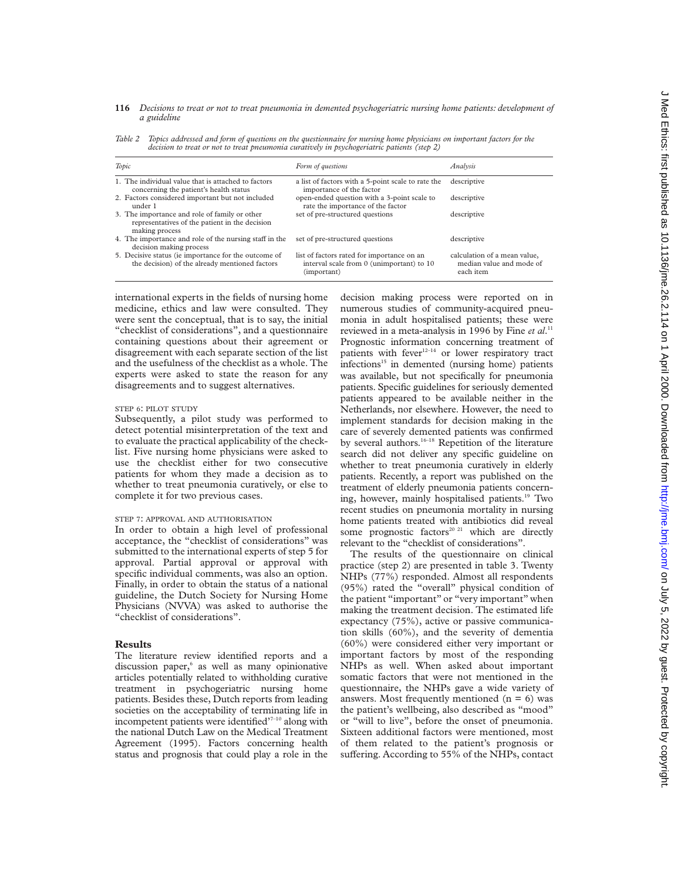*Table 2 Topics addressed and form of questions on the questionnaire for nursing home physicians on important factors for the decision to treat or not to treat pneumonia curatively in psychogeriatric patients (step 2)*

| Topic | Form of questions | Analysis |
|---|---|---|
| 1. The individual value that is attached to factors concerning the patient's health status | a list of factors with a 5-point scale to rate the importance of the factor | descriptive |
| 2. Factors considered important but not included under 1 | open-ended question with a 3-point scale to rate the importance of the factor | descriptive |
| 3. The importance and role of family or other representatives of the patient in the decision making process | set of pre-structured questions | descriptive |
| 4. The importance and role of the nursing staff in the decision making process | set of pre-structured questions | descriptive |
| 5. Decisive status (ie importance for the outcome of the decision) of the already mentioned factors | list of factors rated for importance on an interval scale from 0 (unimportant) to 10 (important) | calculation of a mean value, median value and mode of each item |

international experts in the fields of nursing home medicine, ethics and law were consulted. They were sent the conceptual, that is to say, the initial "checklist of considerations", and a questionnaire containing questions about their agreement or disagreement with each separate section of the list and the usefulness of the checklist as a whole. The experts were asked to state the reason for any disagreements and to suggest alternatives.

#### STEP 6: PILOT STUDY

Subsequently, a pilot study was performed to detect potential misinterpretation of the text and to evaluate the practical applicability of the checklist. Five nursing home physicians were asked to use the checklist either for two consecutive patients for whom they made a decision as to whether to treat pneumonia curatively, or else to complete it for two previous cases.

#### STEP 7: APPROVAL AND AUTHORISATION

In order to obtain a high level of professional acceptance, the "checklist of considerations" was submitted to the international experts of step 5 for approval. Partial approval or approval with specific individual comments, was also an option. Finally, in order to obtain the status of a national guideline, the Dutch Society for Nursing Home Physicians (NVVA) was asked to authorise the "checklist of considerations".

## Results

The literature review identified reports and a discussion paper,[6] as well as many opinionative articles potentially related to withholding curative treatment in psychogeriatric nursing home patients. Besides these, Dutch reports from leading societies on the acceptability of terminating life in incompetent patients were identified[7–10] along with the national Dutch Law on the Medical Treatment Agreement (1995). Factors concerning health status and prognosis that could play a role in the decision making process were reported on in numerous studies of community-acquired pneumonia in adult hospitalised patients; these were reviewed in a meta-analysis in 1996 by Fine *et al*.[11] Prognostic information concerning treatment of patients with fever[12–14] or lower respiratory tract infections[15] in demented (nursing home) patients was available, but not specifically for pneumonia patients. Specific guidelines for seriously demented patients appeared to be available neither in the Netherlands, nor elsewhere. However, the need to implement standards for decision making in the care of severely demented patients was confirmed by several authors.[16–18] Repetition of the literature search did not deliver any specific guideline on whether to treat pneumonia curatively in elderly patients. Recently, a report was published on the treatment of elderly pneumonia patients concerning, however, mainly hospitalised patients.[19] Two recent studies on pneumonia mortality in nursing home patients treated with antibiotics did reveal some prognostic factors[20 21] which are directly relevant to the "checklist of considerations".

The results of the questionnaire on clinical practice (step 2) are presented in table 3. Twenty NHPs (77%) responded. Almost all respondents (95%) rated the "overall" physical condition of the patient "important" or "very important" when making the treatment decision. The estimated life expectancy (75%), active or passive communication skills (60%), and the severity of dementia (60%) were considered either very important or important factors by most of the responding NHPs as well. When asked about important somatic factors that were not mentioned in the questionnaire, the NHPs gave a wide variety of answers. Most frequently mentioned (n = 6) was the patient's wellbeing, also described as "mood" or "will to live", before the onset of pneumonia. Sixteen additional factors were mentioned, most of them related to the patient's prognosis or suffering. According to 55% of the NHPs, contact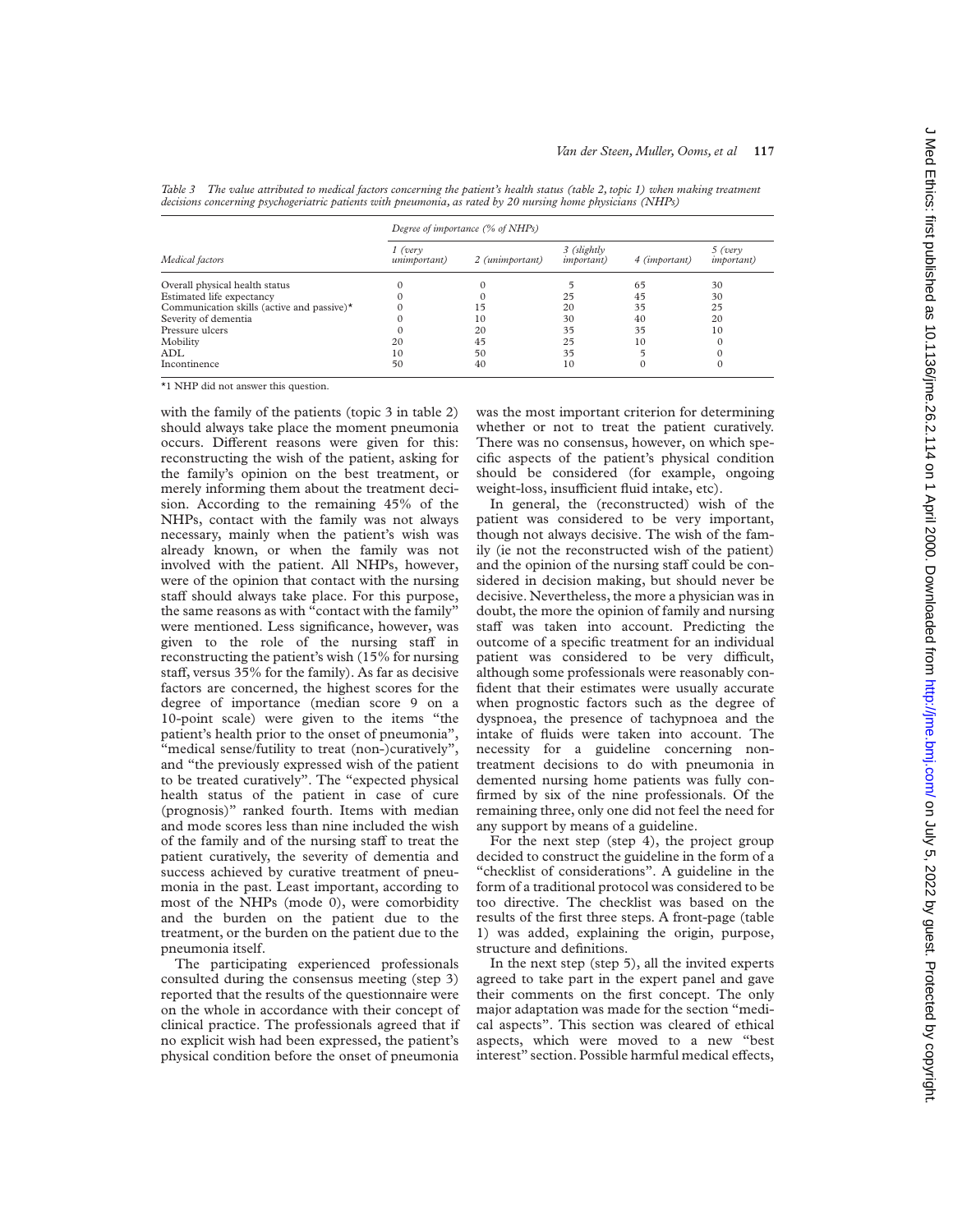*Table 3 The value attributed to medical factors concerning the patient's health status (table 2, topic 1) when making treatment decisions concerning psychogeriatric patients with pneumonia, as rated by 20 nursing home physicians (NHPs)*

| Medical factors | Degree of importance (% of NHPs) | | | | |
|---|---|---|---|---|---|
| | 1 (very unimportant) | 2 (unimportant) | 3 (slightly important) | 4 (important) | 5 (very important) |
| Overall physical health status | 0 | 0 | 5 | 65 | 30 |
| Estimated life expectancy | 0 | 0 | 25 | 45 | 30 |
| Communication skills (active and passive)* | 0 | 15 | 20 | 35 | 25 |
| Severity of dementia | 0 | 10 | 30 | 40 | 20 |
| Pressure ulcers | 0 | 20 | 35 | 35 | 10 |
| Mobility | 20 | 45 | 25 | 10 | 0 |
| ADL | 10 | 50 | 35 | 5 | 0 |
| Incontinence | 50 | 40 | 10 | 0 | 0 |

*1 NHP did not answer this question.

with the family of the patients (topic 3 in table 2) should always take place the moment pneumonia occurs. Different reasons were given for this: reconstructing the wish of the patient, asking for the family's opinion on the best treatment, or merely informing them about the treatment decision. According to the remaining 45% of the NHPs, contact with the family was not always necessary, mainly when the patient's wish was already known, or when the family was not involved with the patient. All NHPs, however, were of the opinion that contact with the nursing staff should always take place. For this purpose, the same reasons as with "contact with the family" were mentioned. Less significance, however, was given to the role of the nursing staff in reconstructing the patient's wish (15% for nursing staff, versus 35% for the family). As far as decisive factors are concerned, the highest scores for the degree of importance (median score 9 on a 10-point scale) were given to the items "the patient's health prior to the onset of pneumonia", "medical sense/futility to treat (non-)curatively", and "the previously expressed wish of the patient to be treated curatively". The "expected physical health status of the patient in case of cure (prognosis)" ranked fourth. Items with median and mode scores less than nine included the wish of the family and of the nursing staff to treat the patient curatively, the severity of dementia and success achieved by curative treatment of pneumonia in the past. Least important, according to most of the NHPs (mode 0), were comorbidity and the burden on the patient due to the treatment, or the burden on the patient due to the pneumonia itself.

The participating experienced professionals consulted during the consensus meeting (step 3) reported that the results of the questionnaire were on the whole in accordance with their concept of clinical practice. The professionals agreed that if no explicit wish had been expressed, the patient's physical condition before the onset of pneumonia was the most important criterion for determining whether or not to treat the patient curatively. There was no consensus, however, on which specific aspects of the patient's physical condition should be considered (for example, ongoing weight-loss, insufficient fluid intake, etc).

In general, the (reconstructed) wish of the patient was considered to be very important, though not always decisive. The wish of the family (ie not the reconstructed wish of the patient) and the opinion of the nursing staff could be considered in decision making, but should never be decisive. Nevertheless, the more a physician was in doubt, the more the opinion of family and nursing staff was taken into account. Predicting the outcome of a specific treatment for an individual patient was considered to be very difficult, although some professionals were reasonably confident that their estimates were usually accurate when prognostic factors such as the degree of dyspnoea, the presence of tachypnoea and the intake of fluids were taken into account. The necessity for a guideline concerning non-treatment decisions to do with pneumonia in demented nursing home patients was fully confirmed by six of the nine professionals. Of the remaining three, only one did not feel the need for any support by means of a guideline.

For the next step (step 4), the project group decided to construct the guideline in the form of a "checklist of considerations". A guideline in the form of a traditional protocol was considered to be too directive. The checklist was based on the results of the first three steps. A front-page (table 1) was added, explaining the origin, purpose, structure and definitions.

In the next step (step 5), all the invited experts agreed to take part in the expert panel and gave their comments on the first concept. The only major adaptation was made for the section "medical aspects". This section was cleared of ethical aspects, which were moved to a new "best interest" section. Possible harmful medical effects,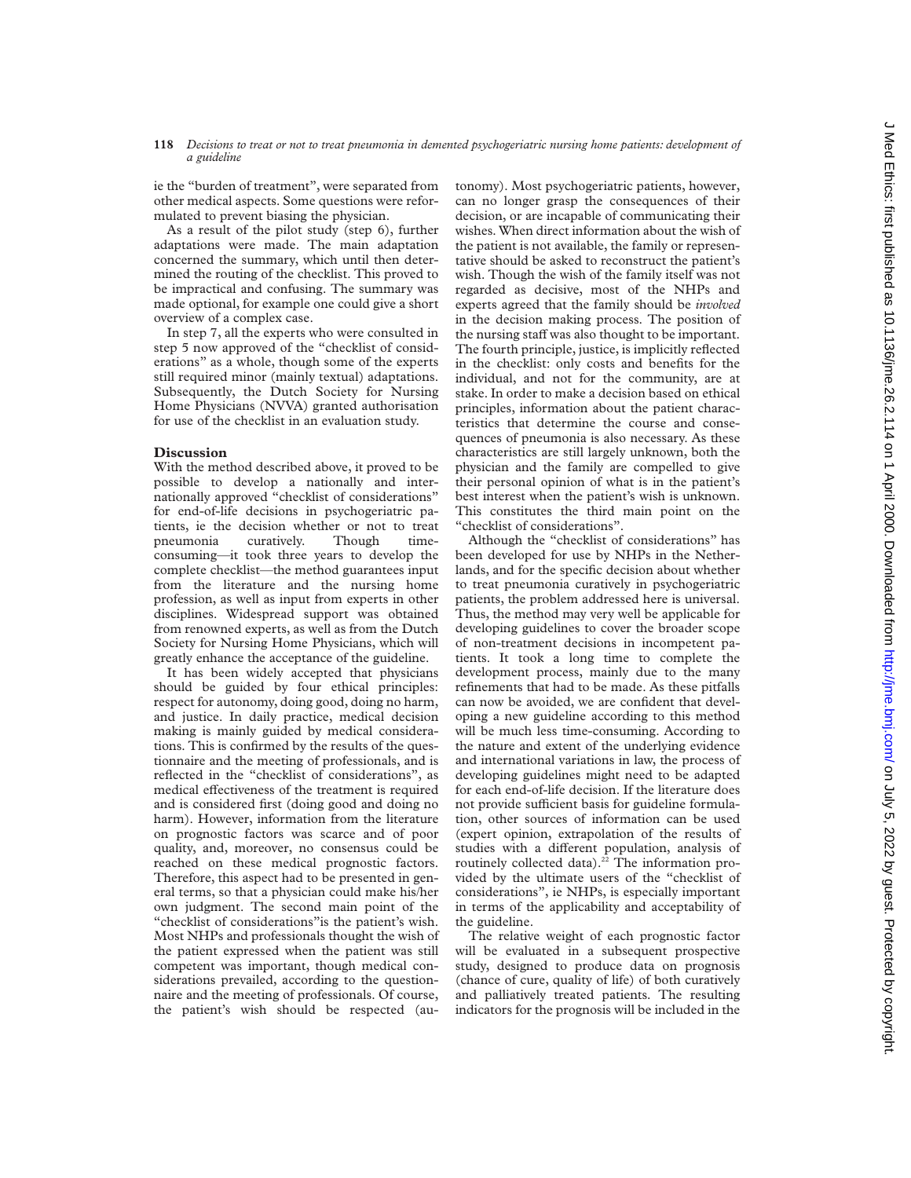ie the "burden of treatment", were separated from other medical aspects. Some questions were reformulated to prevent biasing the physician.

As a result of the pilot study (step 6), further adaptations were made. The main adaptation concerned the summary, which until then determined the routing of the checklist. This proved to be impractical and confusing. The summary was made optional, for example one could give a short overview of a complex case.

In step 7, all the experts who were consulted in step 5 now approved of the "checklist of considerations" as a whole, though some of the experts still required minor (mainly textual) adaptations. Subsequently, the Dutch Society for Nursing Home Physicians (NVVA) granted authorisation for use of the checklist in an evaluation study.

## Discussion

With the method described above, it proved to be possible to develop a nationally and internationally approved "checklist of considerations" for end-of-life decisions in psychogeriatric patients, ie the decision whether or not to treat pneumonia curatively. Though time-consuming—it took three years to develop the complete checklist—the method guarantees input from the literature and the nursing home profession, as well as input from experts in other disciplines. Widespread support was obtained from renowned experts, as well as from the Dutch Society for Nursing Home Physicians, which will greatly enhance the acceptance of the guideline.

It has been widely accepted that physicians should be guided by four ethical principles: respect for autonomy, doing good, doing no harm, and justice. In daily practice, medical decision making is mainly guided by medical considerations. This is confirmed by the results of the questionnaire and the meeting of professionals, and is reflected in the "checklist of considerations", as medical effectiveness of the treatment is required and is considered first (doing good and doing no harm). However, information from the literature on prognostic factors was scarce and of poor quality, and, moreover, no consensus could be reached on these medical prognostic factors. Therefore, this aspect had to be presented in general terms, so that a physician could make his/her own judgment. The second main point of the "checklist of considerations" is the patient's wish. Most NHPs and professionals thought the wish of the patient expressed when the patient was still competent was important, though medical considerations prevailed, according to the questionnaire and the meeting of professionals. Of course, the patient's wish should be respected (autonomy). Most psychogeriatric patients, however, can no longer grasp the consequences of their decision, or are incapable of communicating their wishes. When direct information about the wish of the patient is not available, the family or representative should be asked to reconstruct the patient's wish. Though the wish of the family itself was not regarded as decisive, most of the NHPs and experts agreed that the family should be *involved* in the decision making process. The position of the nursing staff was also thought to be important. The fourth principle, justice, is implicitly reflected in the checklist: only costs and benefits for the individual, and not for the community, are at stake. In order to make a decision based on ethical principles, information about the patient characteristics that determine the course and consequences of pneumonia is also necessary. As these characteristics are still largely unknown, both the physician and the family are compelled to give their personal opinion of what is in the patient's best interest when the patient's wish is unknown. This constitutes the third main point on the "checklist of considerations".

Although the "checklist of considerations" has been developed for use by NHPs in the Netherlands, and for the specific decision about whether to treat pneumonia curatively in psychogeriatric patients, the problem addressed here is universal. Thus, the method may very well be applicable for developing guidelines to cover the broader scope of non-treatment decisions in incompetent patients. It took a long time to complete the development process, mainly due to the many refinements that had to be made. As these pitfalls can now be avoided, we are confident that developing a new guideline according to this method will be much less time-consuming. According to the nature and extent of the underlying evidence and international variations in law, the process of developing guidelines might need to be adapted for each end-of-life decision. If the literature does not provide sufficient basis for guideline formulation, other sources of information can be used (expert opinion, extrapolation of the results of studies with a different population, analysis of routinely collected data).[22] The information provided by the ultimate users of the "checklist of considerations", ie NHPs, is especially important in terms of the applicability and acceptability of the guideline.

The relative weight of each prognostic factor will be evaluated in a subsequent prospective study, designed to produce data on prognosis (chance of cure, quality of life) of both curatively and palliatively treated patients. The resulting indicators for the prognosis will be included in the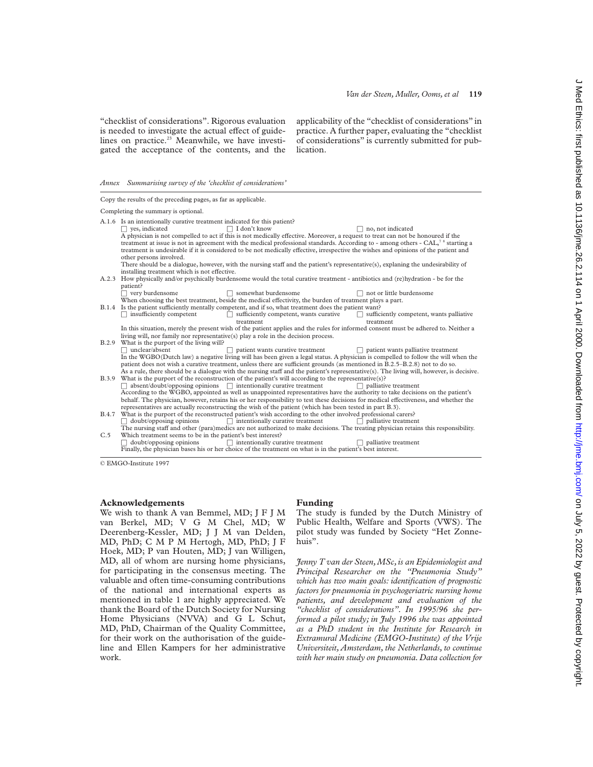"checklist of considerations". Rigorous evaluation is needed to investigate the actual effect of guidelines on practice.[23] Meanwhile, we have investigated the acceptance of the contents, and the applicability of the "checklist of considerations" in practice. A further paper, evaluating the "checklist of considerations" is currently submitted for publication.

*Annex Summarising survey of the 'checklist of considerations'*

Copy the results of the preceding pages, as far as applicable.

Completing the summary is optional.

A.1.6 Is an intentionally curative treatment indicated for this patient?
☐ yes, indicated ☐ I don't know ☐ no, not indicated
A physician is not compelled to act if this is not medically effective. Moreover, a request to treat can not be honoured if the treatment at issue is not in agreement with the medical professional standards. According to - among others - CAL,[7 8] starting a treatment is undesirable if it is considered to be not medically effective, irrespective the wishes and opinions of the patient and other persons involved.
There should be a dialogue, however, with the nursing staff and the patient's representative(s), explaining the undesirability of installing treatment which is not effective.

A.2.3 How physically and/or psychically burdensome would the total curative treatment - antibiotics and (re)hydration - be for the patient?
☐ very burdensome ☐ somewhat burdensome ☐ not or little burdensome
When choosing the best treatment, beside the medical effectivity, the burden of treatment plays a part.

B.1.4 Is the patient sufficiently mentally competent, and if so, what treatment does the patient want?
☐ insufficiently competent ☐ sufficiently competent, wants curative treatment ☐ sufficiently competent, wants palliative treatment
In this situation, merely the present wish of the patient applies and the rules for informed consent must be adhered to. Neither a living will, nor family nor representative(s) play a role in the decision process.

B.2.9 What is the purport of the living will?
☐ unclear/absent ☐ patient wants curative treatment ☐ patient wants palliative treatment
In the WGBO(Dutch law) a negative living will has been given a legal status. A physician is compelled to follow the will when the patient does not wish a curative treatment, unless there are sufficient grounds (as mentioned in B.2.5–B.2.8) not to do so.
As a rule, there should be a dialogue with the nursing staff and the patient's representative(s). The living will, however, is decisive.

B.3.9 What is the purport of the reconstruction of the patient's will according to the representative(s)?
☐ absent/doubt/opposing opinions ☐ intentionally curative treatment ☐ palliative treatment
According to the WGBO, appointed as well as unappointed representatives have the authority to take decisions on the patient's behalf. The physician, however, retains his or her responsibility to test these decisions for medical effectiveness, and whether the representatives are actually reconstructing the wish of the patient (which has been tested in part B.3).

B.4.7 What is the purport of the reconstructed patient's wish according to the other involved professional carers?
☐ doubt/opposing opinions ☐ intentionally curative treatment ☐ palliative treatment
The nursing staff and other (para)medics are not authorized to make decisions. The treating physician retains this responsibility.

C.5 Which treatment seems to be in the patient's best interest?
☐ doubt/opposing opinions ☐ intentionally curative treatment ☐ palliative treatment
Finally, the physician bases his or her choice of the treatment on what is in the patient's best interest.

© EMGO-Institute 1997

## Acknowledgements

We wish to thank A van Bemmel, MD; J F J M van Berkel, MD; V G M Chel, MD; W Deerenberg-Kessler, MD; J J M van Delden, MD, PhD; C M P M Hertogh, MD, PhD; J F Hoek, MD; P van Houten, MD; J van Willigen, MD, all of whom are nursing home physicians, for participating in the consensus meeting. The valuable and often time-consuming contributions of the national and international experts as mentioned in table 1 are highly appreciated. We thank the Board of the Dutch Society for Nursing Home Physicians (NVVA) and G L Schut, MD, PhD, Chairman of the Quality Committee, for their work on the authorisation of the guideline and Ellen Kampers for her administrative work.

## Funding

The study is funded by the Dutch Ministry of Public Health, Welfare and Sports (VWS). The pilot study was funded by Society "Het Zonnehuis".

*Jenny T van der Steen, MSc, is an Epidemiologist and Principal Researcher on the "Pneumonia Study" which has two main goals: identification of prognostic factors for pneumonia in psychogeriatric nursing home patients, and development and evaluation of the "checklist of considerations". In 1995/96 she performed a pilot study; in July 1996 she was appointed as a PhD student in the Institute for Research in Extramural Medicine (EMGO-Institute) of the Vrije Universiteit, Amsterdam, the Netherlands, to continue with her main study on pneumonia. Data collection for*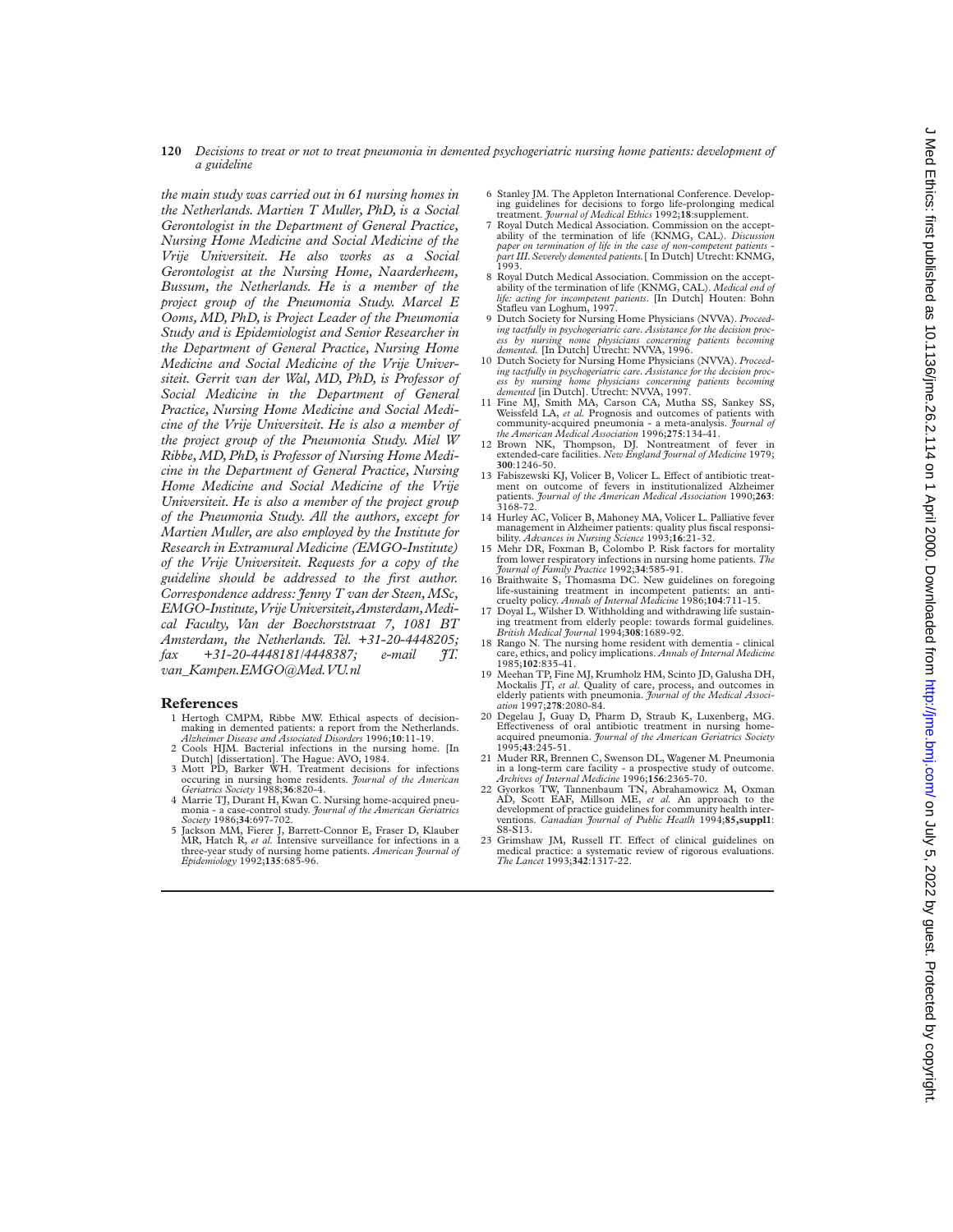*the main study was carried out in 61 nursing homes in the Netherlands. Martien T Muller, PhD, is a Social Gerontologist in the Department of General Practice, Nursing Home Medicine and Social Medicine of the Vrije Universiteit. He also works as a Social Gerontologist at the Nursing Home, Naarderheem, Bussum, the Netherlands. He is a member of the project group of the Pneumonia Study. Marcel E Ooms, MD, PhD, is Project Leader of the Pneumonia Study and is Epidemiologist and Senior Researcher in the Department of General Practice, Nursing Home Medicine and Social Medicine of the Vrije Universiteit. Gerrit van der Wal, MD, PhD, is Professor of Social Medicine in the Department of General Practice, Nursing Home Medicine and Social Medicine of the Vrije Universiteit. He is also a member of the project group of the Pneumonia Study. Miel W Ribbe, MD, PhD, is Professor of Nursing Home Medicine in the Department of General Practice, Nursing Home Medicine and Social Medicine of the Vrije Universiteit. He is also a member of the project group of the Pneumonia Study. All the authors, except for Martien Muller, are also employed by the Institute for Research in Extramural Medicine (EMGO-Institute) of the Vrije Universiteit. Requests for a copy of the guideline should be addressed to the first author. Correspondence address: Jenny T van der Steen, MSc, EMGO-Institute, Vrije Universiteit, Amsterdam, Medical Faculty, Van der Boechorststraat 7, 1081 BT Amsterdam, the Netherlands. Tel. +31-20-4448205; fax +31-20-4448181/4448387; e-mail JT.van_Kampen.EMGO@Med.VU.nl*

## References

1 Hertogh CMPM, Ribbe MW. Ethical aspects of decision-making in demented patients: a report from the Netherlands. *Alzheimer Disease and Associated Disorders* 1996;**10**:11-19.

2 Cools HJM. Bacterial infections in the nursing home. [In Dutch] [dissertation]. The Hague: AVO, 1984.

3 Mott PD, Barker WH. Treatment decisions for infections occuring in nursing home residents. *Journal of the American Geriatrics Society* 1988;**36**:820-4.

4 Marrie TJ, Durant H, Kwan C. Nursing home-acquired pneumonia - a case-control study. *Journal of the American Geriatrics Society* 1986;**34**:697-702.

5 Jackson MM, Fierer J, Barrett-Connor E, Fraser D, Klauber MR, Hatch R, *et al.* Intensive surveillance for infections in a three-year study of nursing home patients. *American Journal of Epidemiology* 1992;**135**:685-96.

6 Stanley JM. The Appleton International Conference. Developing guidelines for decisions to forgo life-prolonging medical treatment. *Journal of Medical Ethics* 1992;**18**:supplement.

7 Royal Dutch Medical Association. Commission on the acceptability of the termination of life (KNMG, CAL). *Discussion paper on termination of life in the case of non-competent patients - part III. Severely demented patients.* [ In Dutch] Utrecht: KNMG, 1993.

8 Royal Dutch Medical Association. Commission on the acceptability of the termination of life (KNMG, CAL). *Medical end of life: acting for incompetent patients*. [In Dutch] Houten: Bohn Stafleu van Loghum, 1997.

9 Dutch Society for Nursing Home Physicians (NVVA). *Proceeding tactfully in psychogeriatric care. Assistance for the decision process by nursing nome physicians concerning patients becoming demented.* [In Dutch] Utrecht: NVVA, 1996.

10 Dutch Society for Nursing Home Physicians (NVVA). *Proceeding tactfully in psychogeriatric care. Assistance for the decision process by nursing home physicians concerning patients becoming demented* [in Dutch]. Utrecht: NVVA, 1997.

11 Fine MJ, Smith MA, Carson CA, Mutha SS, Sankey SS, Weissfeld LA, *et al.* Prognosis and outcomes of patients with community-acquired pneumonia - a meta-analysis. *Journal of the American Medical Association* 1996;**275**:134-41.

12 Brown NK, Thompson, DJ. Nontreatment of fever in extended-care facilities. *New England Journal of Medicine* 1979; **300**:1246-50.

13 Fabiszewski KJ, Volicer B, Volicer L. Effect of antibiotic treatment on outcome of fevers in institutionalized Alzheimer patients. *Journal of the American Medical Association* 1990;**263**: 3168-72.

14 Hurley AC, Volicer B, Mahoney MA, Volicer L. Palliative fever management in Alzheimer patients: quality plus fiscal responsibility. *Advances in Nursing Science* 1993;**16**:21-32.

15 Mehr DR, Foxman B, Colombo P. Risk factors for mortality from lower respiratory infections in nursing home patients. *The Journal of Family Practice* 1992;**34**:585-91.

16 Braithwaite S, Thomasma DC. New guidelines on foregoing life-sustaining treatment in incompetent patients: an anti-cruelty policy. *Annals of Internal Medicine* 1986;**104**:711-15.

17 Doyal L, Wilsher D. Withholding and withdrawing life sustaining treatment from elderly people: towards formal guidelines. *British Medical Journal* 1994;**308**:1689-92.

18 Rango N. The nursing home resident with dementia - clinical care, ethics, and policy implications. *Annals of Internal Medicine* 1985;**102**:835-41.

19 Meehan TP, Fine MJ, Krumholz HM, Scinto JD, Galusha DH, Mockalis JT, *et al*. Quality of care, process, and outcomes in elderly patients with pneumonia. *Journal of the Medical Association* 1997;**278**:2080-84.

20 Degelau J, Guay D, Pharm D, Straub K, Luxenberg, MG. Effectiveness of oral antibiotic treatment in nursing home-acquired pneumonia. *Journal of the American Geriatrics Society* 1995;**43**:245-51.

21 Muder RR, Brennen C, Swenson DL, Wagener M. Pneumonia in a long-term care facility - a prospective study of outcome. *Archives of Internal Medicine* 1996;**156**:2365-70.

22 Gyorkos TW, Tannenbaum TN, Abrahamowicz M, Oxman AD, Scott EAF, Millson ME, *et al.* An approach to the development of practice guidelines for community health interventions. *Canadian Journal of Public Heatlh* 1994;**85,suppl1**: S8-S13.

23 Grimshaw JM, Russell IT. Effect of clinical guidelines on medical practice: a systematic review of rigorous evaluations. *The Lancet* 1993;**342**:1317-22.